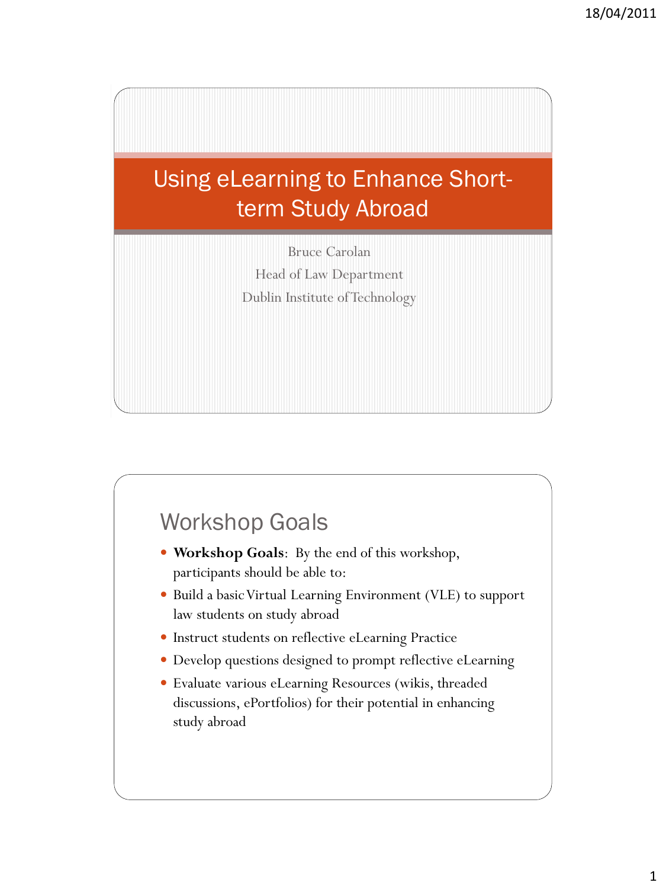# Using eLearning to Enhance Short-term Study Abroad

Bruce Carolan

Head of Law Department

Dublin Institute of Technology

## Workshop Goals

- **Workshop Goals**: By the end of this workshop, participants should be able to:
- Build a basic Virtual Learning Environment (VLE) to support law students on study abroad
- Instruct students on reflective eLearning Practice
- Develop questions designed to prompt reflective eLearning
- Evaluate various eLearning Resources (wikis, threaded discussions, ePortfolios) for their potential in enhancing study abroad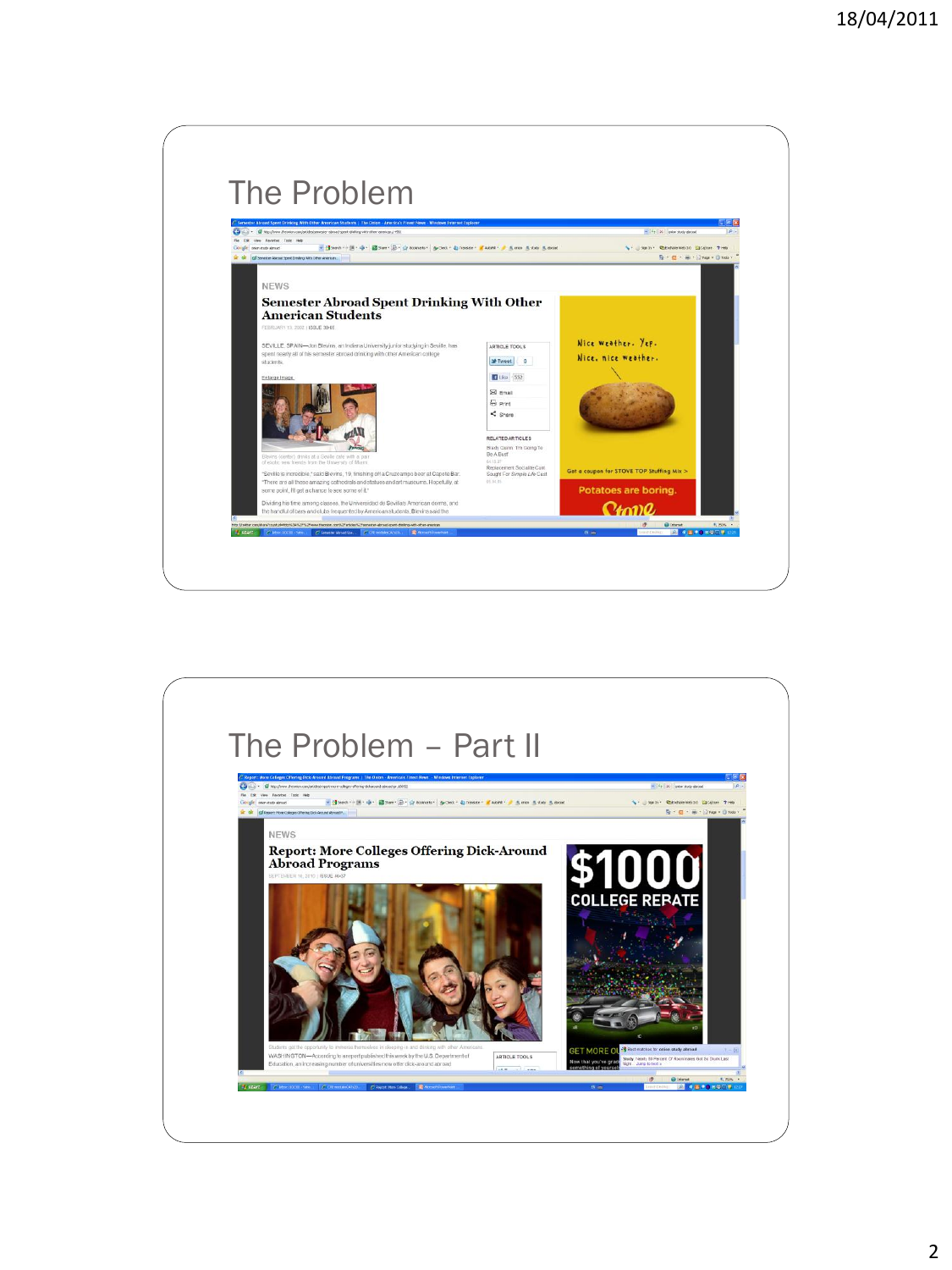# The Problem

# The Problem – Part II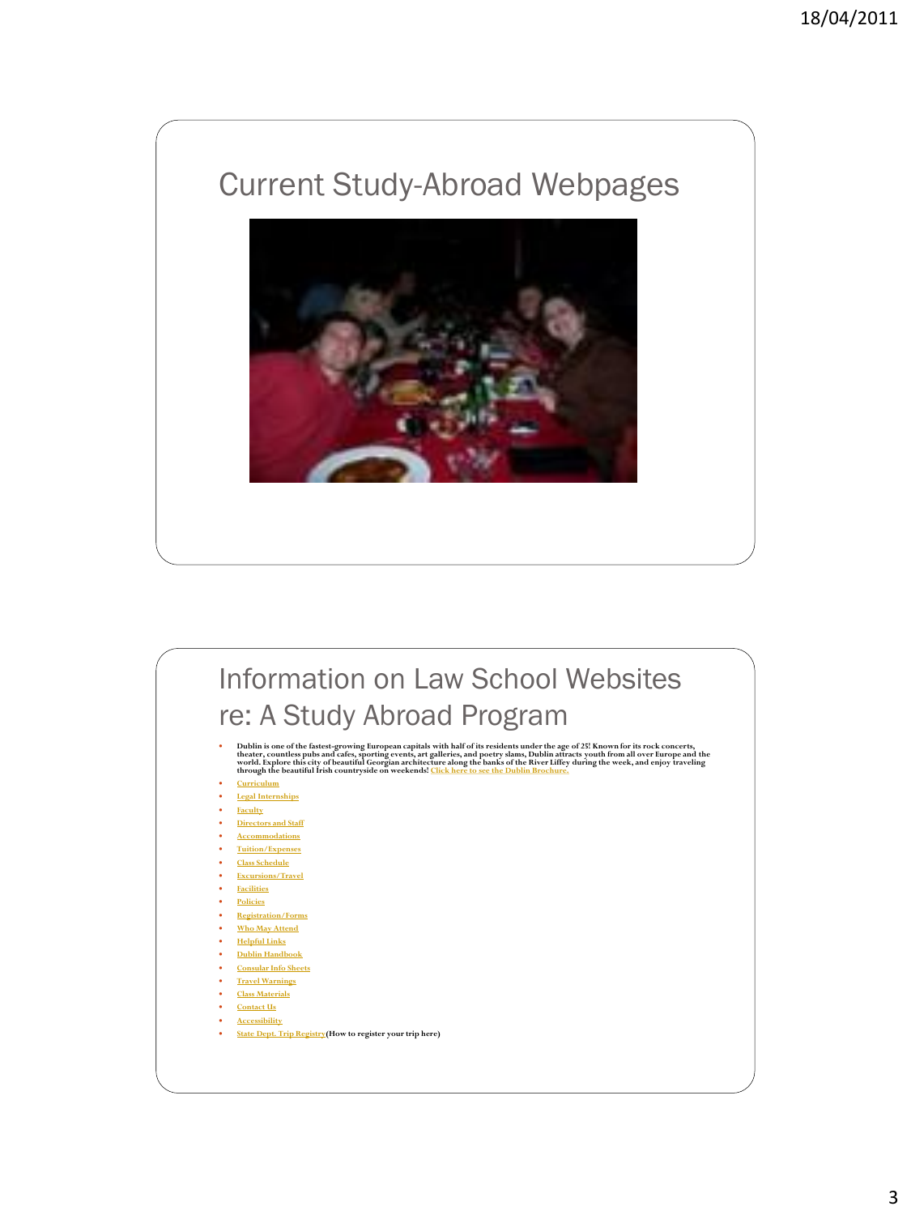## Current Study-Abroad Webpages

## Information on Law School Websites re: A Study Abroad Program

- **Dublin is one of the fastest-growing European capitals with half of its residents under the age of 25! Known for its rock concerts, theater, countless pubs and cafes, sporting events, art galleries, and poetry slams, Dublin attracts youth from all over Europe and the world. Explore this city of beautiful Georgian architecture along the banks of the River Liffey during the week, and enjoy traveling through the beautiful Irish countryside on weekends! Click here to see the Dublin Brochure.**
- **Curriculum**
- **Legal Internships**
- **Faculty**
- **Directors and Staff**
- **Accommodations**
- **Tuition/Expenses**
- **Class Schedule**
- **Excursions/Travel**
- **Facilities**
- **Policies**
- **Registration/Forms**
- **Who May Attend**
- **Helpful Links**
- **Dublin Handbook**
- **Consular Info Sheets**
- **Travel Warnings**
- **Class Materials**
- **Contact Us**
- **Accessibility**
- **State Dept. Trip Registry (How to register your trip here)**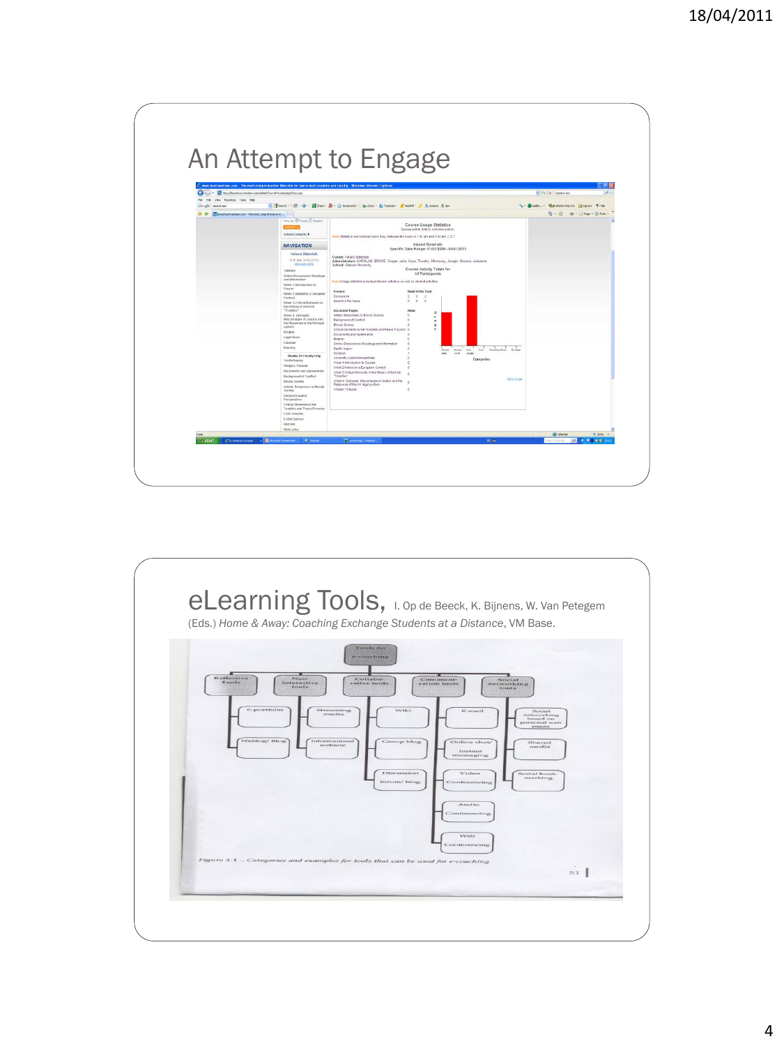## An Attempt to Engage

## eLearning Tools, I. Op de Beeck, K. Bijnens, W. Van Petegem (Eds.) *Home & Away: Coaching Exchange Students at a Distance*, VM Base.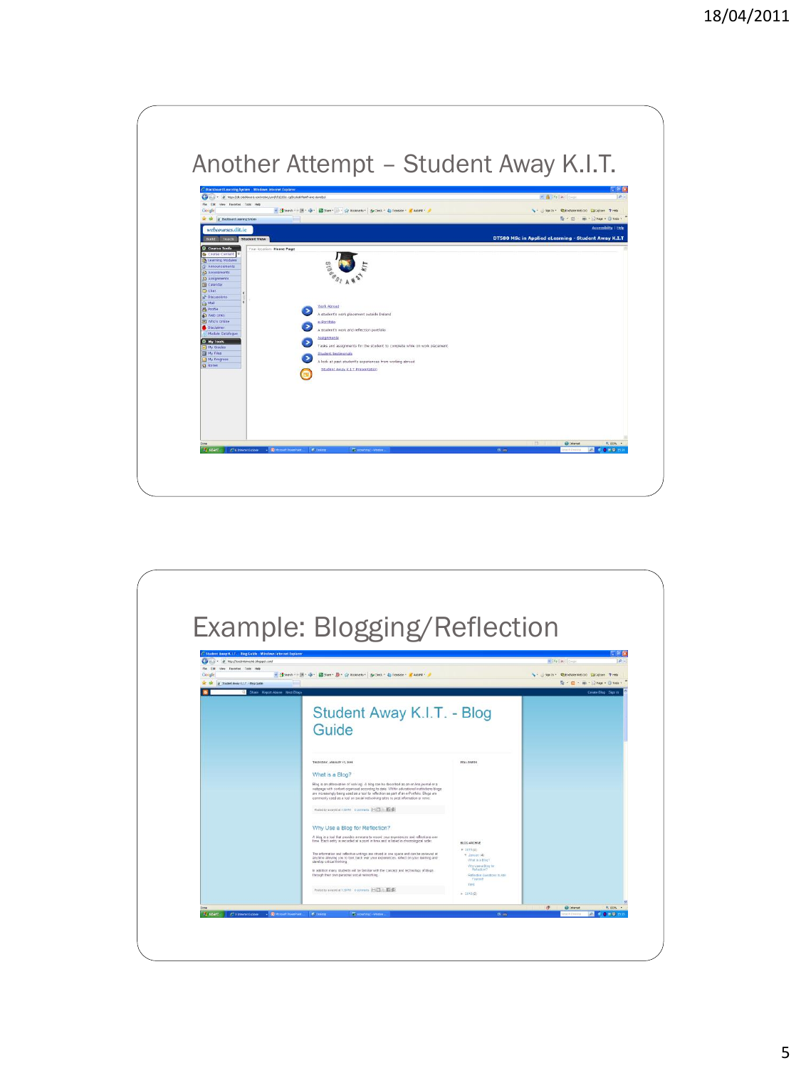## Another Attempt – Student Away K.I.T.

## Example: Blogging/Reflection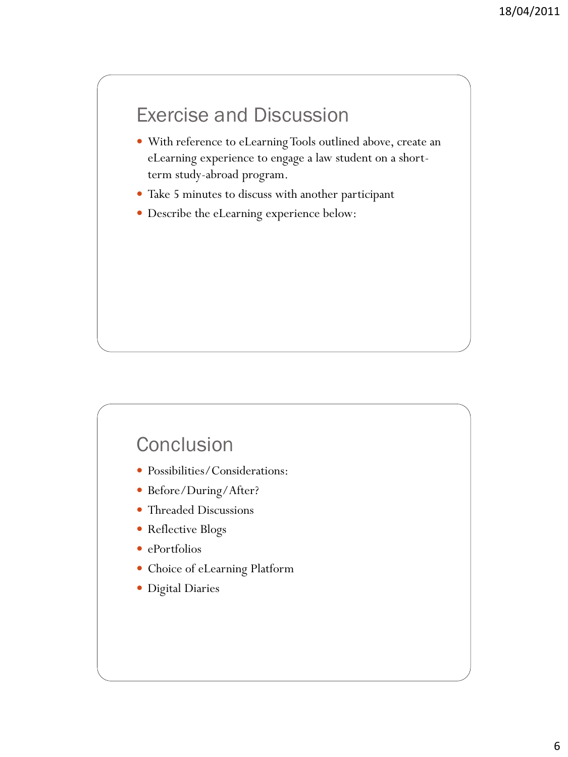## Exercise and Discussion

- With reference to eLearning Tools outlined above, create an eLearning experience to engage a law student on a short-term study-abroad program.
- Take 5 minutes to discuss with another participant
- Describe the eLearning experience below:

## Conclusion

- Possibilities/Considerations:
- Before/During/After?
- Threaded Discussions
- Reflective Blogs
- ePortfolios
- Choice of eLearning Platform
- Digital Diaries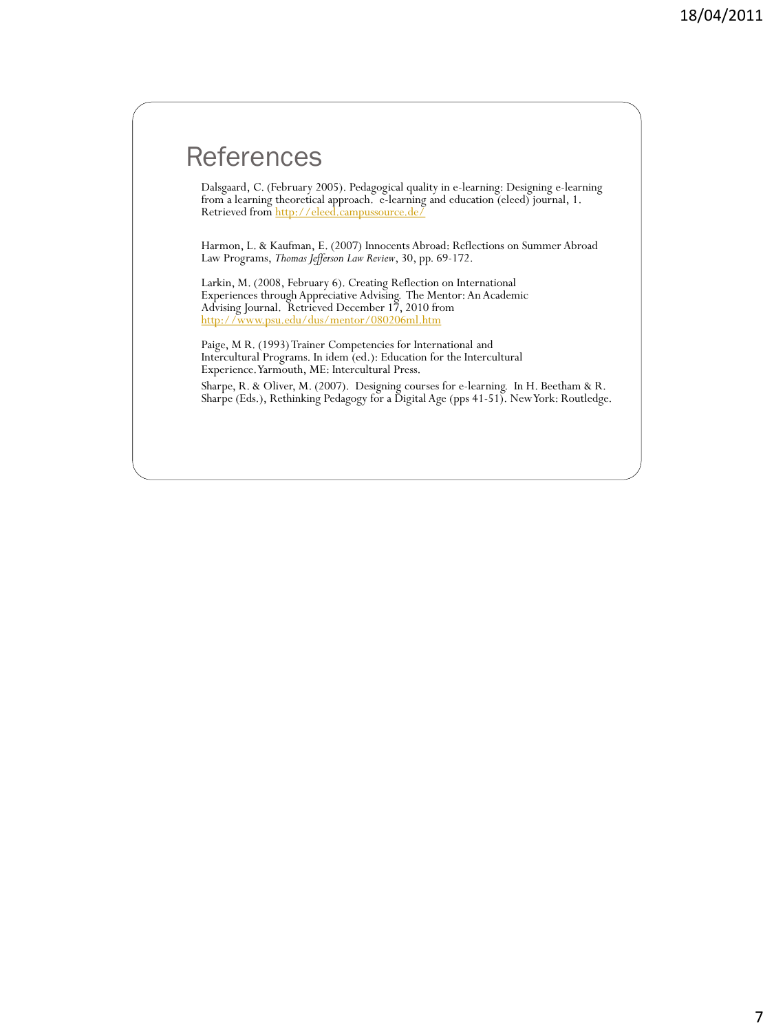# References

Dalsgaard, C. (February 2005). Pedagogical quality in e-learning: Designing e-learning from a learning theoretical approach. e-learning and education (eleed) journal, 1. Retrieved from http://eleed.campussource.de/

Harmon, L. & Kaufman, E. (2007) Innocents Abroad: Reflections on Summer Abroad Law Programs, *Thomas Jefferson Law Review*, 30, pp. 69-172.

Larkin, M. (2008, February 6). Creating Reflection on International Experiences through Appreciative Advising. The Mentor: An Academic Advising Journal. Retrieved December 17, 2010 from http://www.psu.edu/dus/mentor/080206ml.htm

Paige, M R. (1993) Trainer Competencies for International and Intercultural Programs. In idem (ed.): Education for the Intercultural Experience. Yarmouth, ME: Intercultural Press.

Sharpe, R. & Oliver, M. (2007). Designing courses for e-learning. In H. Beetham & R. Sharpe (Eds.), Rethinking Pedagogy for a Digital Age (pps 41-51). New York: Routledge.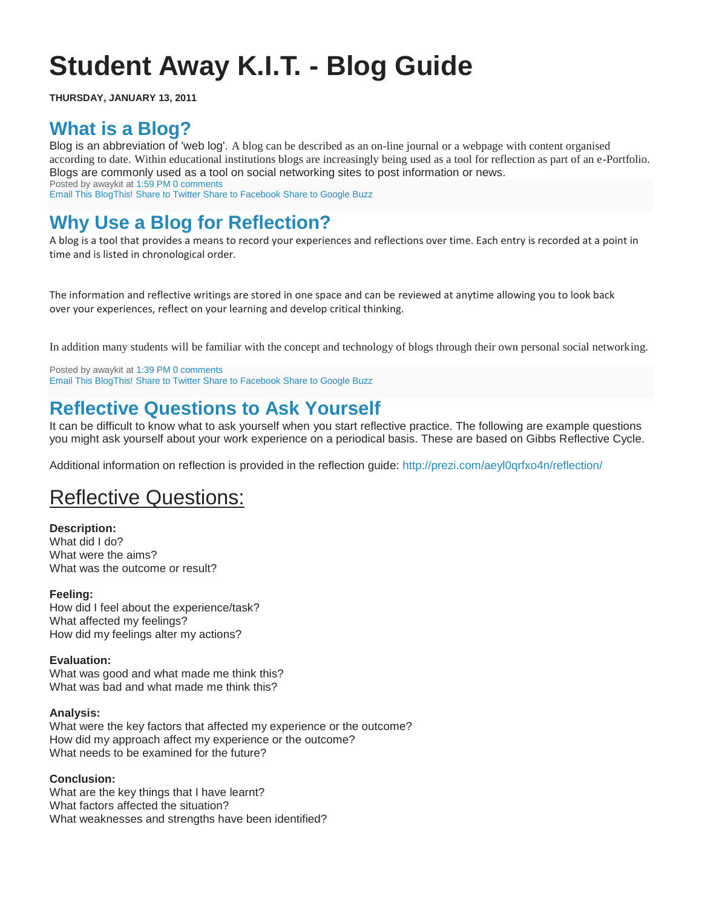# Student Away K.I.T. - Blog Guide

**THURSDAY, JANUARY 13, 2011**

## What is a Blog?

Blog is an abbreviation of 'web log'. A blog can be described as an on-line journal or a webpage with content organised according to date. Within educational institutions blogs are increasingly being used as a tool for reflection as part of an e-Portfolio. Blogs are commonly used as a tool on social networking sites to post information or news.

Posted by awaykit at 1:59 PM 0 comments
Email This BlogThis! Share to Twitter Share to Facebook Share to Google Buzz

## Why Use a Blog for Reflection?

A blog is a tool that provides a means to record your experiences and reflections over time. Each entry is recorded at a point in time and is listed in chronological order.

The information and reflective writings are stored in one space and can be reviewed at anytime allowing you to look back over your experiences, reflect on your learning and develop critical thinking.

In addition many students will be familiar with the concept and technology of blogs through their own personal social networking.

Posted by awaykit at 1:39 PM 0 comments
Email This BlogThis! Share to Twitter Share to Facebook Share to Google Buzz

## Reflective Questions to Ask Yourself

It can be difficult to know what to ask yourself when you start reflective practice. The following are example questions you might ask yourself about your work experience on a periodical basis. These are based on Gibbs Reflective Cycle.

Additional information on reflection is provided in the reflection guide: http://prezi.com/aeyl0qrfxo4n/reflection/

### Reflective Questions:

**Description:**
What did I do?
What were the aims?
What was the outcome or result?

**Feeling:**
How did I feel about the experience/task?
What affected my feelings?
How did my feelings alter my actions?

**Evaluation:**
What was good and what made me think this?
What was bad and what made me think this?

**Analysis:**
What were the key factors that affected my experience or the outcome?
How did my approach affect my experience or the outcome?
What needs to be examined for the future?

**Conclusion:**
What are the key things that I have learnt?
What factors affected the situation?
What weaknesses and strengths have been identified?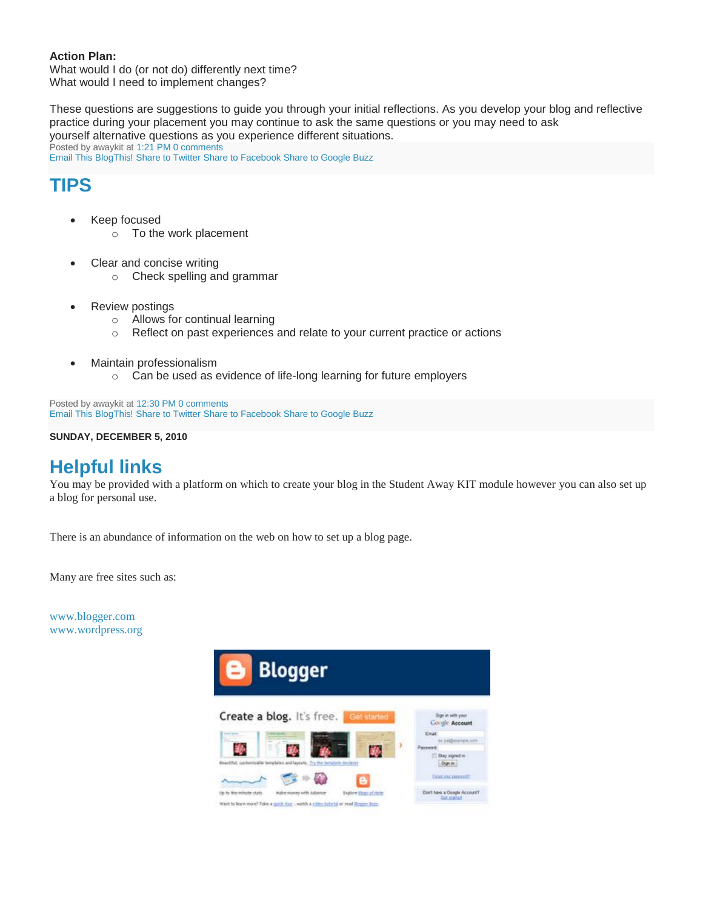**Action Plan:**
What would I do (or not do) differently next time?
What would I need to implement changes?

These questions are suggestions to guide you through your initial reflections. As you develop your blog and reflective practice during your placement you may continue to ask the same questions or you may need to ask yourself alternative questions as you experience different situations.

Posted by awaykit at 1:21 PM 0 comments
Email This BlogThis! Share to Twitter Share to Facebook Share to Google Buzz

## TIPS

- Keep focused
  - To the work placement
- Clear and concise writing
  - Check spelling and grammar
- Review postings
  - Allows for continual learning
  - Reflect on past experiences and relate to your current practice or actions
- Maintain professionalism
  - Can be used as evidence of life-long learning for future employers

Posted by awaykit at 12:30 PM 0 comments
Email This BlogThis! Share to Twitter Share to Facebook Share to Google Buzz

**SUNDAY, DECEMBER 5, 2010**

## Helpful links

You may be provided with a platform on which to create your blog in the Student Away KIT module however you can also set up a blog for personal use.

There is an abundance of information on the web on how to set up a blog page.

Many are free sites such as:

www.blogger.com
www.wordpress.org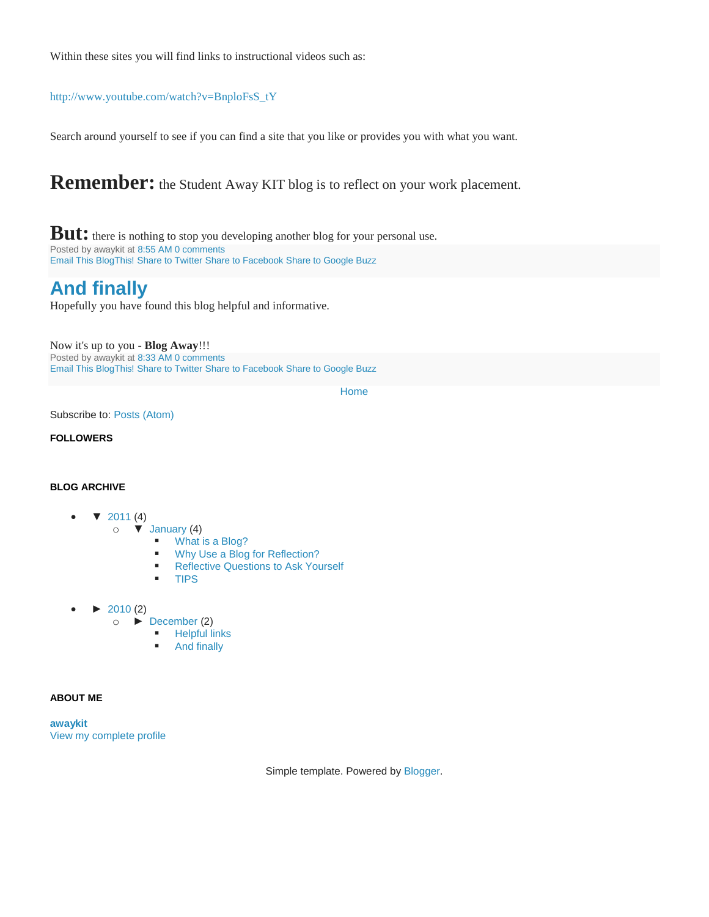Within these sites you will find links to instructional videos such as:

http://www.youtube.com/watch?v=BnploFsS_tY

Search around yourself to see if you can find a site that you like or provides you with what you want.

**Remember:** the Student Away KIT blog is to reflect on your work placement.

**But:** there is nothing to stop you developing another blog for your personal use.

Posted by awaykit at 8:55 AM 0 comments
Email This BlogThis! Share to Twitter Share to Facebook Share to Google Buzz

## And finally

Hopefully you have found this blog helpful and informative.

Now it's up to you - **Blog Away**!!!

Posted by awaykit at 8:33 AM 0 comments
Email This BlogThis! Share to Twitter Share to Facebook Share to Google Buzz

Home

Subscribe to: Posts (Atom)

**FOLLOWERS**

**BLOG ARCHIVE**

- ▼ 2011 (4)
  - ▼ January (4)
    - What is a Blog?
    - Why Use a Blog for Reflection?
    - Reflective Questions to Ask Yourself
    - TIPS
- ► 2010 (2)
  - ► December (2)
    - Helpful links
    - And finally

**ABOUT ME**

**awaykit**
View my complete profile

Simple template. Powered by Blogger.